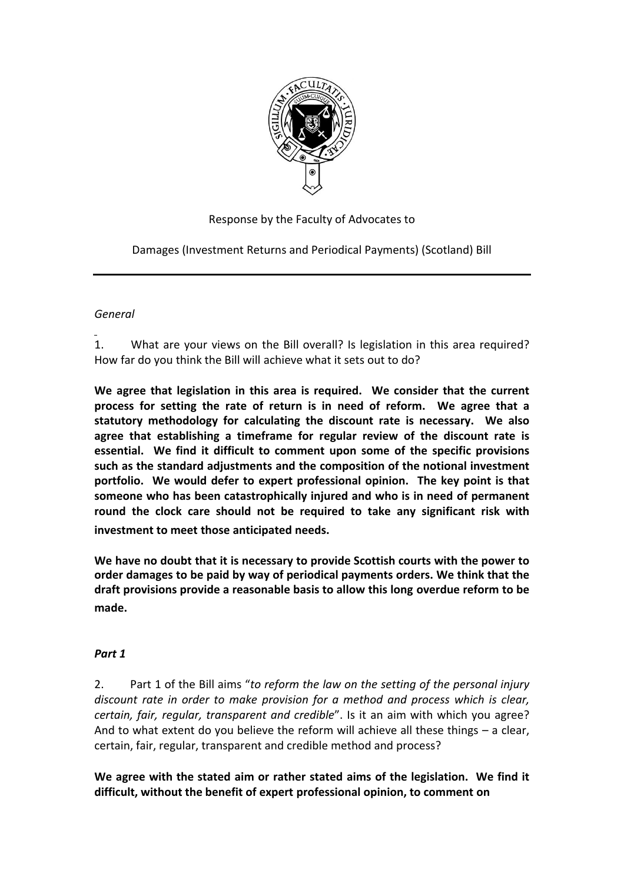Response by the Faculty of Advocates to

Damages (Investment Returns and Periodical Payments) (Scotland) Bill

---

*General*

1. What are your views on the Bill overall? Is legislation in this area required? How far do you think the Bill will achieve what it sets out to do?

**We agree that legislation in this area is required. We consider that the current process for setting the rate of return is in need of reform. We agree that a statutory methodology for calculating the discount rate is necessary. We also agree that establishing a timeframe for regular review of the discount rate is essential. We find it difficult to comment upon some of the specific provisions such as the standard adjustments and the composition of the notional investment portfolio. We would defer to expert professional opinion. The key point is that someone who has been catastrophically injured and who is in need of permanent round the clock care should not be required to take any significant risk with investment to meet those anticipated needs.**

**We have no doubt that it is necessary to provide Scottish courts with the power to order damages to be paid by way of periodical payments orders. We think that the draft provisions provide a reasonable basis to allow this long overdue reform to be made.**

***Part 1***

2. Part 1 of the Bill aims "*to reform the law on the setting of the personal injury discount rate in order to make provision for a method and process which is clear, certain, fair, regular, transparent and credible*". Is it an aim with which you agree? And to what extent do you believe the reform will achieve all these things – a clear, certain, fair, regular, transparent and credible method and process?

**We agree with the stated aim or rather stated aims of the legislation. We find it difficult, without the benefit of expert professional opinion, to comment on**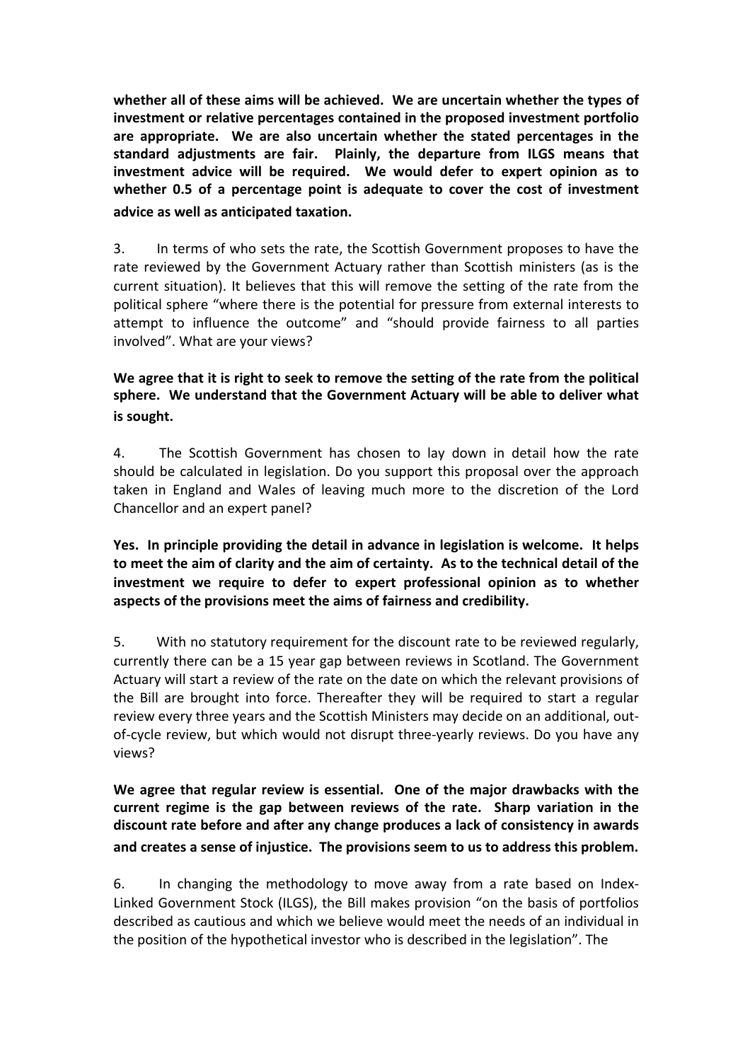**whether all of these aims will be achieved. We are uncertain whether the types of investment or relative percentages contained in the proposed investment portfolio are appropriate. We are also uncertain whether the stated percentages in the standard adjustments are fair. Plainly, the departure from ILGS means that investment advice will be required. We would defer to expert opinion as to whether 0.5 of a percentage point is adequate to cover the cost of investment advice as well as anticipated taxation.**

3. In terms of who sets the rate, the Scottish Government proposes to have the rate reviewed by the Government Actuary rather than Scottish ministers (as is the current situation). It believes that this will remove the setting of the rate from the political sphere "where there is the potential for pressure from external interests to attempt to influence the outcome" and "should provide fairness to all parties involved". What are your views?

**We agree that it is right to seek to remove the setting of the rate from the political sphere. We understand that the Government Actuary will be able to deliver what is sought.**

4. The Scottish Government has chosen to lay down in detail how the rate should be calculated in legislation. Do you support this proposal over the approach taken in England and Wales of leaving much more to the discretion of the Lord Chancellor and an expert panel?

**Yes. In principle providing the detail in advance in legislation is welcome. It helps to meet the aim of clarity and the aim of certainty. As to the technical detail of the investment we require to defer to expert professional opinion as to whether aspects of the provisions meet the aims of fairness and credibility.**

5. With no statutory requirement for the discount rate to be reviewed regularly, currently there can be a 15 year gap between reviews in Scotland. The Government Actuary will start a review of the rate on the date on which the relevant provisions of the Bill are brought into force. Thereafter they will be required to start a regular review every three years and the Scottish Ministers may decide on an additional, out-of-cycle review, but which would not disrupt three-yearly reviews. Do you have any views?

**We agree that regular review is essential. One of the major drawbacks with the current regime is the gap between reviews of the rate. Sharp variation in the discount rate before and after any change produces a lack of consistency in awards and creates a sense of injustice. The provisions seem to us to address this problem.**

6. In changing the methodology to move away from a rate based on Index-Linked Government Stock (ILGS), the Bill makes provision "on the basis of portfolios described as cautious and which we believe would meet the needs of an individual in the position of the hypothetical investor who is described in the legislation". The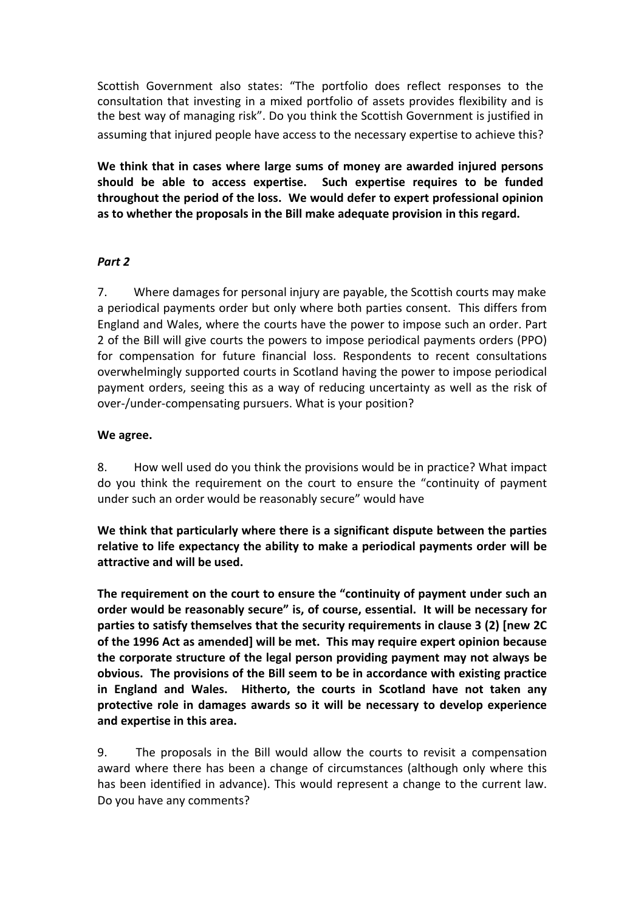Scottish Government also states: "The portfolio does reflect responses to the consultation that investing in a mixed portfolio of assets provides flexibility and is the best way of managing risk". Do you think the Scottish Government is justified in assuming that injured people have access to the necessary expertise to achieve this?

**We think that in cases where large sums of money are awarded injured persons should be able to access expertise. Such expertise requires to be funded throughout the period of the loss. We would defer to expert professional opinion as to whether the proposals in the Bill make adequate provision in this regard.**

***Part 2***

7. Where damages for personal injury are payable, the Scottish courts may make a periodical payments order but only where both parties consent. This differs from England and Wales, where the courts have the power to impose such an order. Part 2 of the Bill will give courts the powers to impose periodical payments orders (PPO) for compensation for future financial loss. Respondents to recent consultations overwhelmingly supported courts in Scotland having the power to impose periodical payment orders, seeing this as a way of reducing uncertainty as well as the risk of over-/under-compensating pursuers. What is your position?

**We agree.**

8. How well used do you think the provisions would be in practice? What impact do you think the requirement on the court to ensure the "continuity of payment under such an order would be reasonably secure" would have

**We think that particularly where there is a significant dispute between the parties relative to life expectancy the ability to make a periodical payments order will be attractive and will be used.**

**The requirement on the court to ensure the "continuity of payment under such an order would be reasonably secure" is, of course, essential. It will be necessary for parties to satisfy themselves that the security requirements in clause 3 (2) [new 2C of the 1996 Act as amended] will be met. This may require expert opinion because the corporate structure of the legal person providing payment may not always be obvious. The provisions of the Bill seem to be in accordance with existing practice in England and Wales. Hitherto, the courts in Scotland have not taken any protective role in damages awards so it will be necessary to develop experience and expertise in this area.**

9. The proposals in the Bill would allow the courts to revisit a compensation award where there has been a change of circumstances (although only where this has been identified in advance). This would represent a change to the current law. Do you have any comments?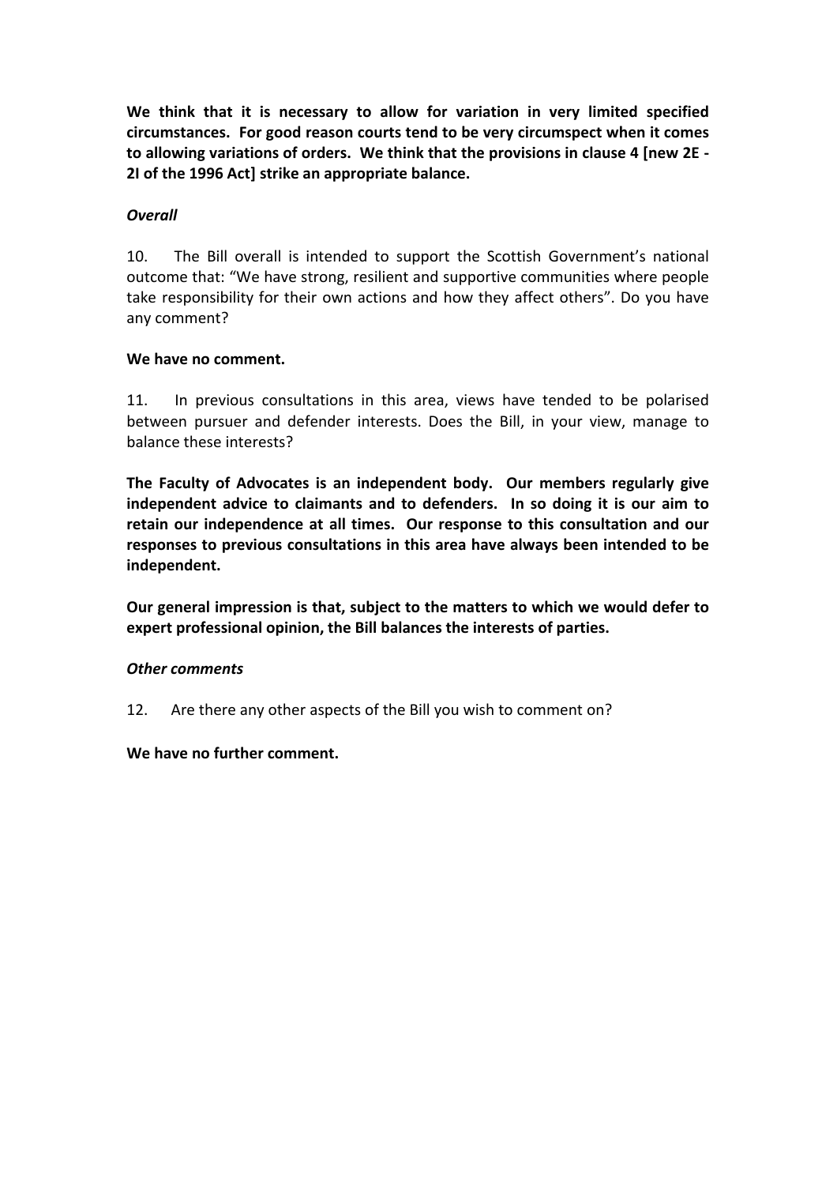**We think that it is necessary to allow for variation in very limited specified circumstances. For good reason courts tend to be very circumspect when it comes to allowing variations of orders. We think that the provisions in clause 4 [new 2E - 2I of the 1996 Act] strike an appropriate balance.**

*Overall*

10. The Bill overall is intended to support the Scottish Government's national outcome that: "We have strong, resilient and supportive communities where people take responsibility for their own actions and how they affect others". Do you have any comment?

**We have no comment.**

11. In previous consultations in this area, views have tended to be polarised between pursuer and defender interests. Does the Bill, in your view, manage to balance these interests?

**The Faculty of Advocates is an independent body. Our members regularly give independent advice to claimants and to defenders. In so doing it is our aim to retain our independence at all times. Our response to this consultation and our responses to previous consultations in this area have always been intended to be independent.**

**Our general impression is that, subject to the matters to which we would defer to expert professional opinion, the Bill balances the interests of parties.**

***Other comments***

12. Are there any other aspects of the Bill you wish to comment on?

**We have no further comment.**